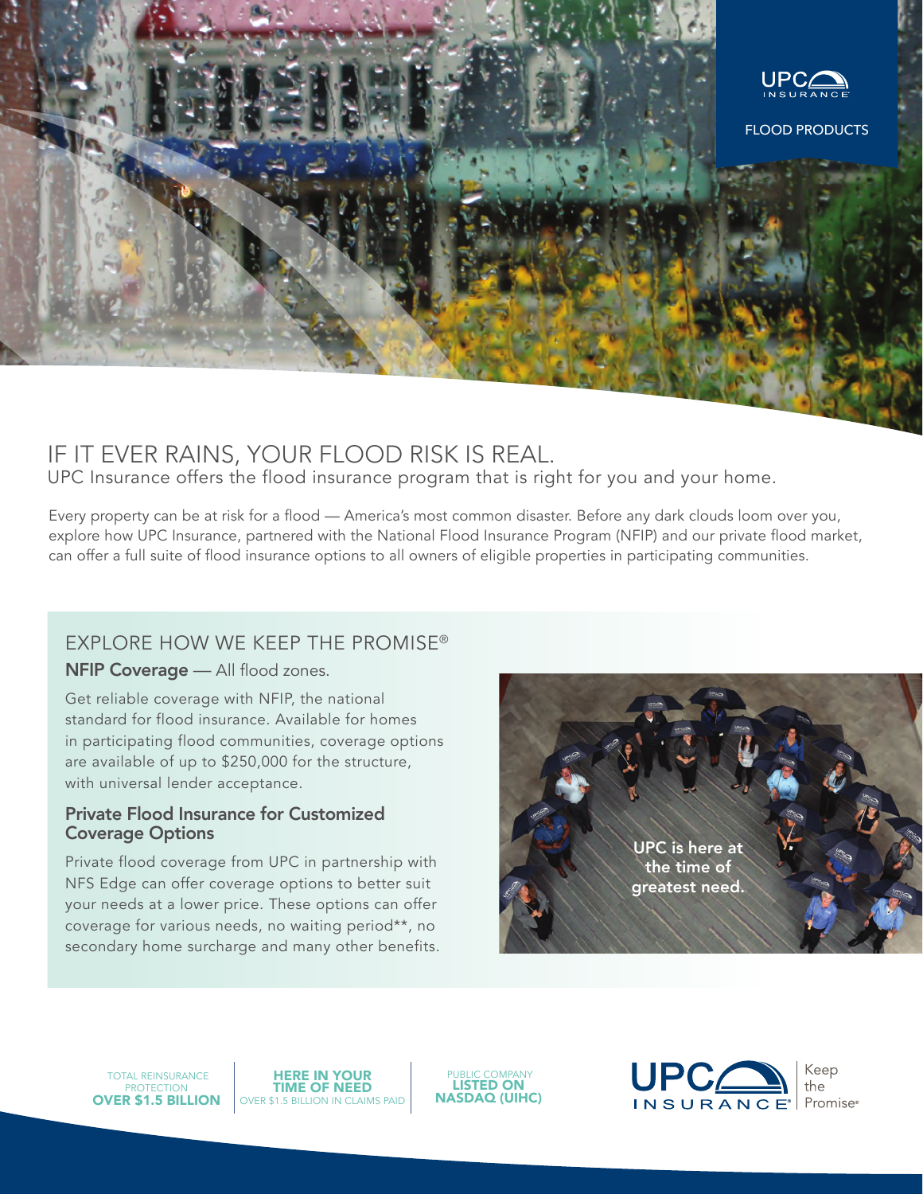UPC INSURANCE

FLOOD PRODUCTS

# IF IT EVER RAINS, YOUR FLOOD RISK IS REAL.

UPC Insurance offers the flood insurance program that is right for you and your home.

Every property can be at risk for a flood — America's most common disaster. Before any dark clouds loom over you, explore how UPC Insurance, partnered with the National Flood Insurance Program (NFIP) and our private flood market, can offer a full suite of flood insurance options to all owners of eligible properties in participating communities.

## EXPLORE HOW WE KEEP THE PROMISE®

**NFIP Coverage** — All flood zones.

Get reliable coverage with NFIP, the national standard for flood insurance. Available for homes in participating flood communities, coverage options are available of up to $250,000 for the structure, with universal lender acceptance.

### Private Flood Insurance for Customized Coverage Options

Private flood coverage from UPC in partnership with NFS Edge can offer coverage options to better suit your needs at a lower price. These options can offer coverage for various needs, no waiting period**, no secondary home surcharge and many other benefits.

UPC is here at the time of greatest need.

TOTAL REINSURANCE PROTECTION **OVER $1.5 BILLION**

**HERE IN YOUR TIME OF NEED** OVER $1.5 BILLION IN CLAIMS PAID

PUBLIC COMPANY **LISTED ON NASDAQ (UIHC)**

UPC INSURANCE® Keep the Promise®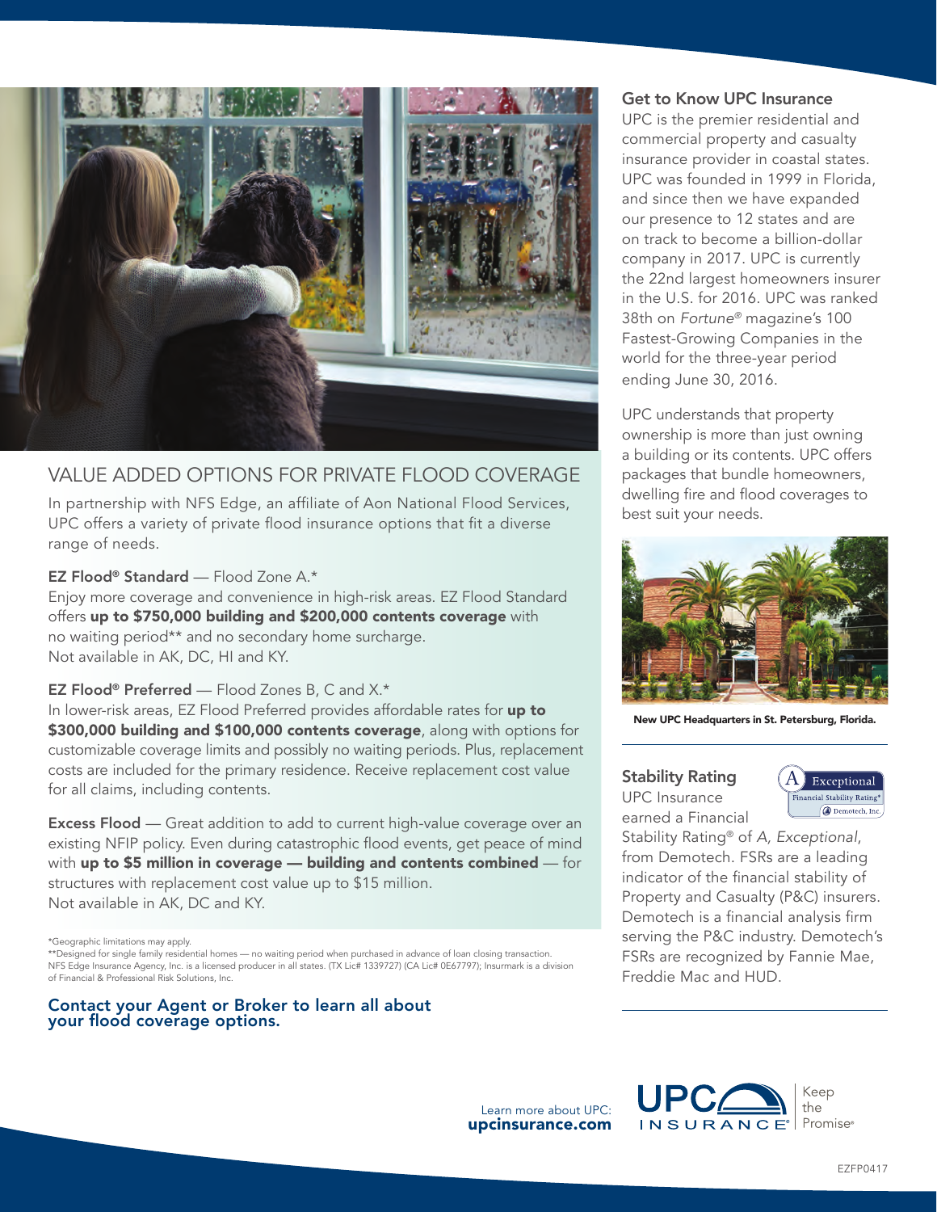## VALUE ADDED OPTIONS FOR PRIVATE FLOOD COVERAGE

In partnership with NFS Edge, an affiliate of Aon National Flood Services, UPC offers a variety of private flood insurance options that fit a diverse range of needs.

**EZ Flood® Standard** — Flood Zone A.*
Enjoy more coverage and convenience in high-risk areas. EZ Flood Standard offers **up to $750,000 building and $200,000 contents coverage** with no waiting period** and no secondary home surcharge.
Not available in AK, DC, HI and KY.

**EZ Flood® Preferred** — Flood Zones B, C and X.*
In lower-risk areas, EZ Flood Preferred provides affordable rates for **up to $300,000 building and $100,000 contents coverage**, along with options for customizable coverage limits and possibly no waiting periods. Plus, replacement costs are included for the primary residence. Receive replacement cost value for all claims, including contents.

**Excess Flood** — Great addition to add to current high-value coverage over an existing NFIP policy. Even during catastrophic flood events, get peace of mind with **up to $5 million in coverage — building and contents combined** — for structures with replacement cost value up to $15 million.
Not available in AK, DC and KY.

*Geographic limitations may apply.
**Designed for single family residential homes — no waiting period when purchased in advance of loan closing transaction.
NFS Edge Insurance Agency, Inc. is a licensed producer in all states. (TX Lic# 1339727) (CA Lic# 0E67797); Insurmark is a division of Financial & Professional Risk Solutions, Inc.

**Contact your Agent or Broker to learn all about your flood coverage options.**

### Get to Know UPC Insurance

UPC is the premier residential and commercial property and casualty insurance provider in coastal states. UPC was founded in 1999 in Florida, and since then we have expanded our presence to 12 states and are on track to become a billion-dollar company in 2017. UPC is currently the 22nd largest homeowners insurer in the U.S. for 2016. UPC was ranked 38th on *Fortune®* magazine's 100 Fastest-Growing Companies in the world for the three-year period ending June 30, 2016.

UPC understands that property ownership is more than just owning a building or its contents. UPC offers packages that bundle homeowners, dwelling fire and flood coverages to best suit your needs.

**New UPC Headquarters in St. Petersburg, Florida.**

### Stability Rating

A Exceptional
Financial Stability Rating®
Demotech, Inc.

UPC Insurance earned a Financial Stability Rating® of *A, Exceptional*, from Demotech. FSRs are a leading indicator of the financial stability of Property and Casualty (P&C) insurers. Demotech is a financial analysis firm serving the P&C industry. Demotech's FSRs are recognized by Fannie Mae, Freddie Mac and HUD.

Learn more about UPC:
**upcinsurance.com**

UPC INSURANCE® | Keep the Promise®

EZFP0417